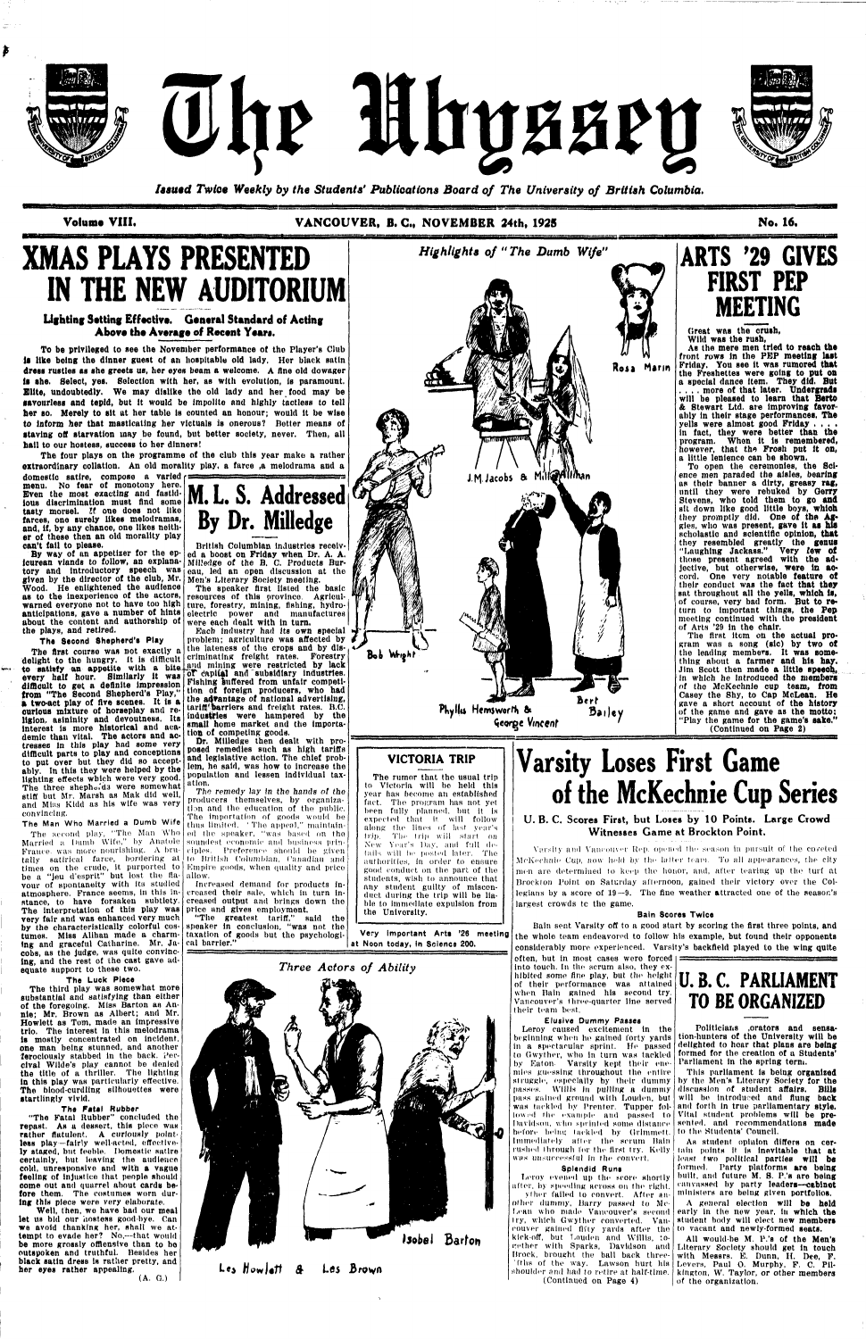# The Ubyssey

*Issued Twice Weekly by the Students' Publications Board of The University of British Columbia.*

Volume VIII. VANCOUVER, B. C., NOVEMBER 24th, 1925 No. 16.

## XMAS PLAYS PRESENTED IN THE NEW AUDITORIUM

### Lighting Setting Effective. General Standard of Acting Above the Average of Recent Years.

To be privileged to see the November performance of the Player's Club is like being the dinner guest of an hospitable old lady. Her black satin dress rustles as she greets us, her eyes beam a welcome. A fine old dowager is she. Select, yes. Selection with her, as with evolution, is paramount. Elite, undoubtedly. We may dislike the old lady and her food may be savourless and tepid, but it would be impolite and highly tactless to tell her so. Merely to sit at her table is counted an honour; would it be wise to inform her that masticating her victuals is onerous? Better means of staving off starvation may be found, but better society, never. Then, all hail to our hostess, success to her dinners!

The four plays on the programme of the club this year make a rather extraordinary collation. An old morality play, a farce, a melodrama and a domestic satire, compose a varied menu. No fear of monotony here. Even the most exacting and fastidious discrimination must find some tasty morsel. If one does not like farces, one surely likes melodramas, and, if, by any chance, one likes neither of these then an old morality play can't fail to please.

By way of an appetizer for the epicurean viands to follow, an explanatory and introductory speech was given by the director of the club, Mr. Wood. He enlightened the audience as to the inexperience of the actors, warned everyone not to have too high anticipations, gave a number of hints about the content and authorship of the plays, and retired.

**The Second Shepherd's Play**

The first course was not exactly a delight to the hungry. It is difficult to satisfy an appetite with a bite every half hour. Similarly it was difficult to get a definite impression from "The Second Shepherd's Play," a two-act play of five scenes. It is a curious mixture of horseplay and religion, asininity and devoutness. Its interest is more historical and academic than vital. The actors and actresses in this play had some very difficult parts to play and conceptions to put over but they did so acceptably. In this they were helped by the lighting effects which were very good. The three shepherds were somewhat stiff but Mr. Marsh as Mak did well, and Miss Kidd as his wife was very convincing.

**The Man Who Married a Dumb Wife**

The second play, "The Man Who Married a Dumb Wife," by Anatole France was more nourishing. A brutally satirical farce, bordering at times on the crude, it purported to be a "jeu d'esprit" but lost the flavour of spontaneity with its studied atmosphere. France seems, in this instance, to have forsaken subtlety. The interpretation of this play was very fair and was enhanced very much by the characteristically colorful costumes. Miss Allhan made a charming and graceful Catharine. Mr. Jacobs, as the judge, was quite convincing, and the rest of the cast gave adequate support to these two.

**The Luck Piece**

The third play was somewhat more substantial and satisfying than either of the foregoing. Miss Barton as Annie; Mr. Brown as Albert; and Mr. Howlett as Tom, made an impressive trio. The interest in this melodrama is mostly concentrated on an incident, one man being stunned, and another ferociously stabbed in the back. Percival Wilde's play cannot be denied the title of a thriller. The lighting in this play was particularly effective. The blood-curdling silhouettes were startlingly vivid.

**The Fatal Rubber**

"The Fatal Rubber" concluded the repast. As a dessert, this piece was rather flatulent. A curiously pointless play—fairly well-acted, effectively staged, but feeble. Domestic satire certainly, but leaving the audience cold, unresponsive and with a vague feeling of injustice that people should come out and quarrel about cards before them. The costumes worn during this piece were very elaborate.

Well, then, we have had our meal let us bid our hostess good-bye. Can we avoid thanking her, shall we attempt to evade her? No,—that would be more grossly offensive than to be outspoken and truthful. Besides her black satin dress is rather pretty, and her eyes rather appealing.

(A. G.)

## M. L. S. Addressed By Dr. Milledge

British Columbian industries received a boost on Friday when Dr. A. A. Milledge of the B. C. Products Bureau, led an open discussion at the Men's Literary Society meeting.

The speaker first listed the basic resources of this province. Agriculture, forestry, mining, fishing, hydro-electric power and manufactures were each dealt with in turn.

Each industry had its own special problem; agriculture was affected by the lateness of the crops and by discriminating freight rates. Forestry and mining were restricted by lack of capital and subsidiary industries. Fishing suffered from unfair competition of foreign producers, who had the advantage of national advertising, tariff barriers and freight rates. B.C. industries were hampered by the small home market and the importation of competing goods.

Dr. Milledge then dealt with proposed remedies such as high tariffs and legislative action. The chief problem, he said, was how to increase the population and lessen individual taxation.

*The remedy lay in the hands of the producers themselves,* by organization and the education of the public. The importation of goods would be thus limited. "The appeal," maintained the speaker, "was based on the soundest economic and business principles. Preference should be given to British Columbian, Canadian and Empire goods, when quality and price allow.

Increased demand for products increased their sale, which in turn increased output and brings down the price and gives employment.

"The greatest tariff," said the speaker in conclusion, "was not the taxation of goods but the psychological barrier."

*Highlights of "The Dumb Wife"*

Rosa Marin

J. M. Jacobs & Mill Allhan

Bob Wright

Phyllis Hemsworth & George Vincent

Bert Bailey

### VICTORIA TRIP

The rumor that the usual trip to Victoria will be held this year has become an established fact. The program has not yet been fully planned, but it is expected that it will follow along the lines of last year's trip. The trip will start on New Year's Day, and full details will be posted later. The authorities, in order to ensure good conduct on the part of the students, wish to announce that any student guilty of misconduct during the trip will be liable to immediate expulsion from the University.

**Very important Arts '26 meeting at Noon today, in Science 200.**

*Three Actors of Ability*

Les Howlett & Les Brown

Isobel Barton

## ARTS '29 GIVES FIRST PEP MEETING

Great was the crush,
Wild was the rush,

As the mere men tried to reach the front rows in the PEP meeting last Friday. You see it was rumored that the Freshettes were going to put on a special dance item. They did. But . . . . more of that later. Undergrads will be pleased to learn that Berto & Stewart Ltd. are improving favorably in their stage performances. The yells were almost good Friday . . . . in fact, they were better than the program. When it is remembered, however, that the Frosh put it on, a little lenience can be shown.

To open the ceremonies, the Science men paraded the aisles, bearing as their banner a dirty, greasy rag, until they were rebuked by Gerry Stevens, who told them to go and sit down like good little boys, which they promptly did. One of the Aggies, who was present, gave it as his scholastic and scientific opinion, that they resembled greatly the genus "Laughing Jackass." Very few of those present agreed with the adjective, but otherwise, were in accord. One very notable feature of their conduct was the fact that they sat throughout all the yells, which is, of course, very bad form. But to return to important things, the Pep meeting continued with the president of Arts '29 in the chair.

The first item on the actual program was a song (sic) by two of the leading members. It was something about a farmer and his hay. Jim Scott then made a little speech, in which he introduced the members of the McKechnie cup team, from Casey the Shy, to Cap McLean. He gave a short account of the history of the game and gave as the motto: "Play the game for the game's sake."

(Continued on Page 2)

## Varsity Loses First Game of the McKechnie Cup Series

### U. B. C. Scores First, but Loses by 10 Points. Large Crowd Witnesses Game at Brockton Point.

Varsity and Vancouver Rep. opened the season in pursuit of the coveted McKechnie Cup, now held by the latter team. To all appearances, the city men are determined to keep the honor, and, after tearing up the turf at Brockton Point on Saturday afternoon, gained their victory over the Collegians by a score of 19—9. The fine weather attracted one of the season's largest crowds to the game.

**Bain Scores Twice**

Bain sent Varsity off to a good start by scoring the first three points, and the whole team endeavored to follow his example, but found their opponents considerably more experienced. Varsity's backfield played to the wing quite often, but in most cases were forced into touch. In the scrum also, they exhibited some fine play, but the height of their performance was attained when Bain gained his second try. Vancouver's three-quarter line served their team best.

**Elusive Dummy Passes**

Leroy caused excitement in the beginning when he gained forty yards in a spectacular sprint. He passed to Gwyther, who in turn was tackled by Eaton. Varsity kept their enemies guessing throughout the entire struggle, especially by their dummy passes. Willis in pulling a dummy pass gained ground with Louden, but was tackled by Prenter. Tupper followed the example and passed to Davidson, who sprinted some distance before being tackled by Grimmett. Immediately after the scrum Bain rushed through for the first try. Kelly was unsuccessful in the convert.

**Splendid Runs**

Leroy evened up the score shortly after, by speeding across on the right. Gwyther failed to convert. After another dummy, Harry passed to McLean who made Vancouver's second try, which Gwyther converted. Vancouver gained fifty yards after the kick-off, but Louden and Willis, together with Sparks, Davidson and Brock, brought the ball back three-fifths of the way. Lawson hurt his shoulder and had to retire at half-time.

(Continued on Page 4)

## U. B. C. PARLIAMENT TO BE ORGANIZED

Politicians, orators and sensation-hunters of the University will be delighted to hear that plans are being formed for the creation of a Students' Parliament in the spring term.

This parliament is being organized by the Men's Literary Society for the discussion of student affairs. Bills will be introduced and flung back and forth in true parliamentary style. Vital student problems will be presented, and recommendations made to the Students' Council.

As student opinion differs on certain points it is inevitable that at least two political parties will be formed. Party platforms are being built, and future M. S. P.'s are being canvassed by party leaders—cabinet ministers are being given portfolios.

A general election will be held early in the new year, in which the student body will elect new members to vacant and newly-formed seats.

All would-be M. P.'s of the Men's Literary Society should get in touch with Messrs. E. Dunn, H. Dee, F. Levers, Paul O. Murphy, F. C. Pilkington, W. Taylor, or other members of the organization.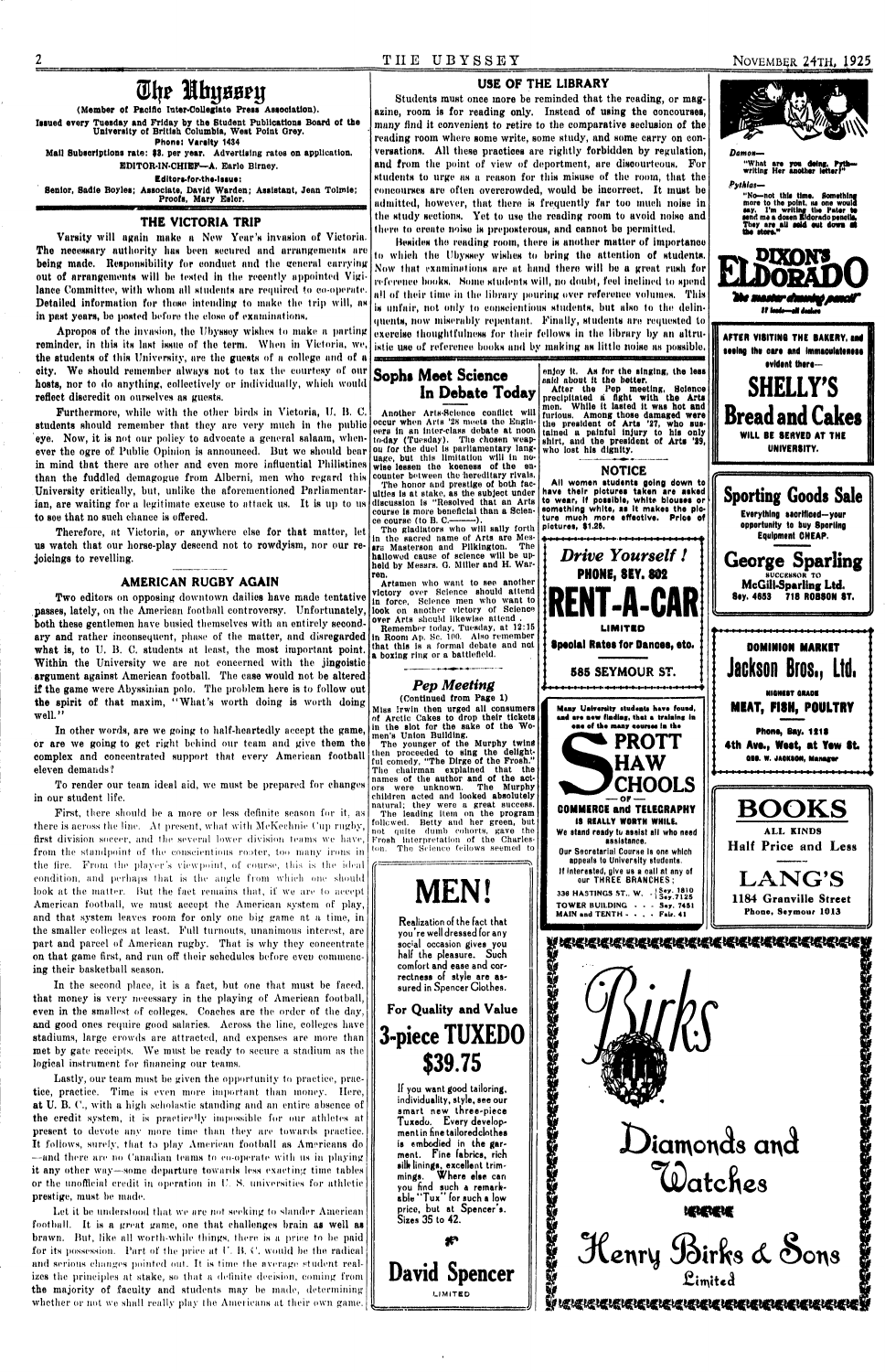# The Ubyssey

(Member of Pacific Inter-Collegiate Press Association).

Issued every Tuesday and Friday by the Student Publications Board of the University of British Columbia, West Point Grey.

Phone: Varsity 1434

Mail Subscriptions rate: $3. per year. Advertising rates on application.

EDITOR-IN-CHIEF—A. Earle Birney.

Editors-for-the-Issue:

Senior, Sadie Boyles; Associate, David Warden; Assistant, Jean Tolmie; Proofs, Mary Esler.

## THE VICTORIA TRIP

Varsity will again make a New Year's invasion of Victoria. The necessary authority has been secured and arrangements are being made. Responsibility for conduct and the general carrying out of arrangements will be tested in the recently appointed Vigilance Committee, with whom all students are required to co-operate. Detailed information for those intending to make the trip will, as in past years, be posted before the close of examinations.

Apropos of the invasion, the Ubyssey wishes to make a parting reminder, in this its last issue of the term. When in Victoria, we, the students of this University, are the guests of a college and of a city. We should remember always not to tax the courtesy of our hosts, nor to do anything, collectively or individually, which would reflect discredit on ourselves as guests.

Furthermore, while with the other birds in Victoria, U. B. C. students should remember that they are very much in the public eye. Now, it is not our policy to advocate a general salaam, whenever the ogre of Public Opinion is announced. But we should bear in mind that there are other and even more influential Philistines than the fuddled demagogue from Alberni, men who regard this University critically, but, unlike the aforementioned Parliamentarian, are waiting for a legitimate excuse to attack us. It is up to us to see that no such chance is offered.

Therefore, at Victoria, or anywhere else for that matter, let us watch that our horse-play descend not to rowdyism, nor our rejoicings to revelling.

## AMERICAN RUGBY AGAIN

Two editors on opposing downtown dailies have made tentative passes, lately, on the American football controversy. Unfortunately, both these gentlemen have busied themselves with an entirely secondary and rather inconsequent, phase of the matter, and disregarded what is, to U. B. C. students at least, the most important point. Within the University we are not concerned with the jingoistic argument against American football. The case would not be altered if the game were Abyssinian polo. The problem here is to follow out the spirit of that maxim, "What's worth doing is worth doing well."

In other words, are we going to half-heartedly accept the game, or are we going to get right behind our team and give them the complex and concentrated support that every American football eleven demands?

To render our team ideal aid, we must be prepared for changes in our student life.

First, there should be a more or less definite season for it, as there is across the line. At present, what with McKechnie Cup rugby, first division soccer, and the several lower division teams we have, from the standpoint of the conscientious rooter, too many irons in the fire. From the player's viewpoint, of course, this is the ideal condition, and perhaps that is the angle from which one should look at the matter. But the fact remains that, if we are to accept American football, we must accept the American system of play, and that system leaves room for only one big game at a time, in the smaller colleges at least. Full turnouts, unanimous interest, are part and parcel of American rugby. That is why they concentrate on that game first, and run off their schedules before even commencing their basketball season.

In the second place, it is a fact, but one that must be faced, that money is very necessary in the playing of American football, even in the smallest of colleges. Coaches are the order of the day, and good ones require good salaries. Across the line, colleges have stadiums, large crowds are attracted, and expenses are more than met by gate receipts. We must be ready to secure a stadium as the logical instrument for financing our teams.

Lastly, our team must be given the opportunity to practice, practice, practice. Time is even more important than money. Here, at U. B. C., with a high scholastic standing and an entire absence of the credit system, it is practically impossible for our athletes at present to devote any more time than they are towards practice. It follows, surely, that to play American football as Americans do—and there are no Canadian teams to co-operate with us in playing it any other way—some departure towards less exacting time tables or the unofficial credit in operation in U. S. universities for athletic prestige, must be made.

Let it be understood that we are not seeking to slander American football. It is a great game, one that challenges brain as well as brawn. But, like all worth-while things, there is a price to be paid for its possession. Part of the price at U. B. C. would be the radical and serious changes pointed out. It is time the average student realizes the principles at stake, so that a definite decision, coming from the majority of faculty and students may be made, determining whether or not we shall really play the Americans at their own game.

## USE OF THE LIBRARY

Students must once more be reminded that the reading, or magazine, room is for reading only. Instead of using the concourses, many find it convenient to retire to the comparative seclusion of the reading room where some write, some study, and some carry on conversations. All these practices are rightly forbidden by regulation, and from the point of view of deportment, are discourteous. For students to urge as a reason for this misuse of the room, that the concourses are often overcrowded, would be incorrect. It must be admitted, however, that there is frequently far too much noise in the study sections. Yet to use the reading room to avoid noise and there to create noise is preposterous, and cannot be permitted.

Besides the reading room, there is another matter of importance to which the Ubyssey wishes to bring the attention of students. Now that examinations are at hand there will be a great rush for reference books. Some students will, no doubt, feel inclined to spend all of their time in the library pouring over reference volumes. This is unfair, not only to conscientious students, but also to the delinquents, now miserably repentant. Finally, students are requested to exercise thoughtfulness for their fellows in the library by an altruistic use of reference books and by making as little noise as possible.

## Sophs Meet Science In Debate Today

Another Arts-Science conflict will occur when Arts '28 meets the Engineers in an inter-class debate at noon to-day (Tuesday). The chosen weapon for the duel is parliamentary language, but this limitation will in nowise lessen the keeness of the encounter between the hereditary rivals.

The honor and prestige of both faculties is at stake, as the subject under discussion is "Resolved that an Arts course is more beneficial than a Science course (to B. C.———).

The gladiators who will sally forth in the sacred name of Arts are Messrs Masterson and Pilkington. The hallowed cause of science will be upheld by Messrs. G. Miller and H. Warren.

Artsmen who want to see another victory over Science should attend in force. Science men who want to look on another victory of Science over Arts should likewise attend.

Remember today, Tuesday, at 12:15 in Room Ap. Sc. 100. Also remember that this is a formal debate and not a boxing ring or a battlefield.

## Pep Meeting

(Continued from Page 1)

Miss Irwin then urged all consumers of Arctic Cakes to drop their tickets in the slot for the sake of the Women's Union Building.

The younger of the Murphy twins then proceeded to sing the delightful comedy, "The Dirge of the Frosh." The chairman explained that the names of the author and of the actors were unknown. The Murphy children acted and looked absolutely natural; they were a great success.

The leading item on the program followed. Betty and her green, but not quite dumb cohorts, gave the Frosh interpretation of the Charleston. The Science fellows seemed to enjoy it. As for the singing, the less said about it the better.

After the Pep meeting, Science precipitated a fight with the Arts men. While it lasted it was hot and furious. Among those damaged were the president of Arts '27, who sustained a painful injury to his only shirt, and the president of Arts '29, who lost his dignity.

## NOTICE

All women students going down to have their pictures taken are asked to wear, if possible, white blouses or something white, as it makes the picture much more effective. Price of pictures, $1.25.

*Drive Yourself!*

PHONE, SEY. 802

**RENT-A-CAR**

LIMITED

Special Rates for Dances, etc.

585 SEYMOUR ST.

Many University students have found, and are now finding, that a training in one of the many courses in the

**SPROTT SHAW SCHOOLS**

— OF —

COMMERCE and TELEGRAPHY

IS REALLY WORTH WHILE.

We stand ready to assist all who need assistance.

Our Secretarial Course is one which appeals to University students.

If interested, give us a call at any of our THREE BRANCHES:

336 HASTINGS ST., W. - Sey. 1810, Sey. 7125

TOWER BUILDING - - - Sey. 7451

MAIN and TENTH - - - Fair. 41

**MEN!**

Realization of the fact that you're well dressed for any social occasion gives you half the pleasure. Such comfort and ease and correctness of style are assured in Spencer Clothes.

For Quality and Value

**3-piece TUXEDO $39.75**

If you want good tailoring, individuality, style, see our smart new three-piece Tuxedo. Every development in fine tailored clothes is embodied in the garment. Fine fabrics, rich silk linings, excellent trimmings. Where else can you find such a remarkable "Tux" for such a low price, but at Spencer's. Sizes 35 to 42.

**David Spencer**

LIMITED

*Damon*—

"What are you doing, Pythias—writing Her another letter?"

*Pythias*—

"No—not this time. Something more to the point, as one would say. I'm writing the Pater to send me a dozen Eldorado pencils. They are all sold out down at the store."

**DIXON'S ELDORADO**

*"the master drawing pencil"*

17 leads—all dealers

AFTER VISITING THE BAKERY, and seeing the care and immaculateness evident there—

**SHELLY'S Bread and Cakes**

WILL BE SERVED AT THE UNIVERSITY.

**Sporting Goods Sale**

Everything sacrificed—your opportunity to buy Sporting Equipment CHEAP.

**George Sparling**

SUCCESSOR TO

McGill-Sparling Ltd.

Sey. 4853 718 ROBSON ST.

DOMINION MARKET

**Jackson Bros., Ltd.**

HIGHEST GRADE

MEAT, FISH, POULTRY

Phone, Bay. 1218

4th Ave., West, at Yew St.

GEO. W. JACKSON, Manager

**BOOKS**

ALL KINDS

Half Price and Less

**LANG'S**

1184 Granville Street

Phone, Seymour 1013

**Birks**

Diamonds and Watches

Henry Birks & Sons

Limited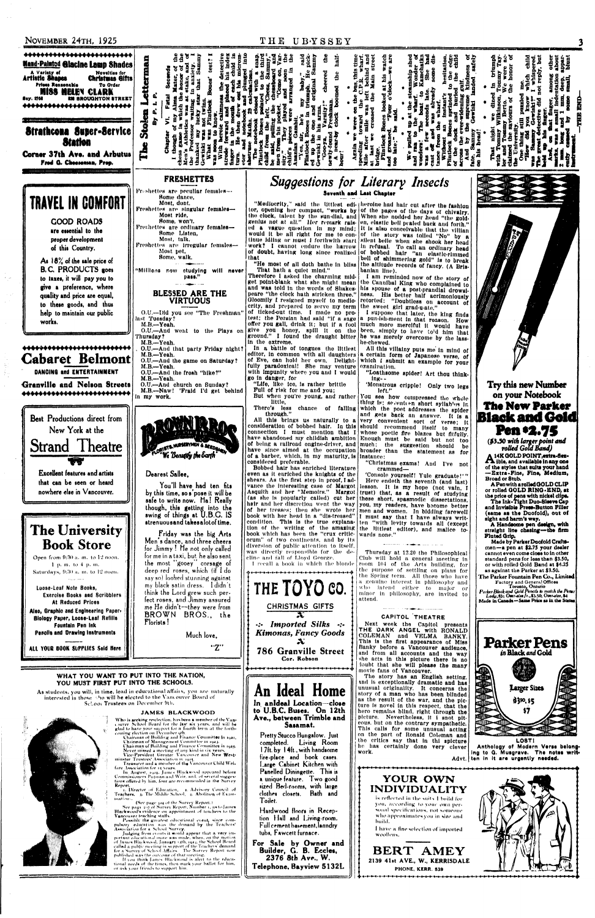**Hand-Painted Glacine Lamp Shades**

A Variety of Artistic Shapes — Novelties for Christmas Gifts

Prices Reasonable — To Order

**MISS HELEN CLARK**

Bay. 2766 — 836 BROUGHTON STREET

**Strathcona Super-Service Station**

Corner 37th Ave. and Arbutus

Fred G. Cheeseman, Prop.

## The Stolen Letterman

By P. L. P.

Chapter VI. Fatal Seconds

I though of my Alma Mater, of the cheering throngs, and the honor of the Men's Athletics where the stakes, and of the Professor waiting in anxiety. I looked at Gewiski who was ... I knew my lucky star that Sammy Gewiski was guiltless. "Has Sammy ..." What was Flintlock Bones' test? I was soon to know.

With heroic calmness the detective strode forward and placed his index finger in the mouth of each child in turn. He then took out his micrometer and notebook and plunged into abstruse Maths. 23 calculations.

"It is the child" ... snap. Flintlock Bones pointed to the third child from the left. "Come, Sammy," he said, pulling the ... and seen the man from his pocket. "Come on, Varsity." They played and soon the child's limbs were arranged in the Amazing Gambit.

"Yes, sir, Sammy's my baby," said Flintlock proudly. He picked up the one and original Sammy Gewiski in his arms.

"Rah!" "Rah!" "Rah!" cheered the newly-found Freshman.

A nearby clock boomed the half-hour!

Again we were on the bus, this time speeding towards the C.P.R. wharf. Mile after mile was left behind and at last we crossed the Main street bridge.

Flintlock Bones looked at his watch and groaned. "Four o'clock—we are too late," he said.

We pulled up at the steamship shed and ran to the wharf. Wonder of wonders! The boat to Kamchatka was a few seconds late. She had cast off and was already some distance from the wharf.

Flintlock Bones sprinted to the edge of the dock and hurled the child across the widening gulf.

And by the supreme kindness of fate, Sammy Gewiski landed, safely on his head!

That night we dined in triumph with Tommy Wilkinson, Tommy Taylor ... We were all acclaimed the saviours of the honor of the University.

One thing still puzzled me.

"How did you know which child was Sammy Gewiski?" I whispered.

Flintlock Bones smiled and held up his finger.

And, on that finger, among other marks, was an indentation about 2 mm. long and 1 mm. deep, apparently caused by some small, blunt tooth.

—THE END—

## FRESHETTES

Freshettes are peculiar females—
Some dance,
Most, dont.
Freshettes are singular females—
Most ride,
Some, won't.
Freshettes are ordinary females—
Some listen,
Most, talk.
Freshettes are irregular females—
Most pet,
Some, walk.

"Millions now studying will never pass."

## BLESSED ARE THE VIRTUOUS

O.U.—Did you see "The Freshman" last Tuesday?
M.B.—Yeah.
O.U.—And went to the Plays on Thursday?
M.B.—Yeah.
O.U.—And that party Friday night?
M.B.—Yeah.
O.U.—And the game on Saturday?
M.B.—Yeah.
O.U.—And the frosh "hike?"
M.B.—Yeah.
O.U.—And church on Sunday?
M.B.—Naw! 'Fraid I'd get behind in my work.

**TRAVEL IN COMFORT**

GOOD ROADS are essential to the proper development of this Country.

As 18% of the sale price of B.C. PRODUCTS goes to taxes, it will pay you to give a preference, where quality and price are equal, to these goods, and thus help to maintain our public works.

**Cabaret Belmont**

DANCING and ENTERTAINMENT

Granville and Nelson Streets

Best Productions direct from New York at the

**Strand Theatre**

Excellent features and artists that can be seen or heard nowhere else in Vancouver.

**The University Book Store**

Open from 9:30 a. m. to 12 noon.
1 p. m. to 4 p. m.
Saturdays, 9:30 a. m. to 12 noon.

Loose-Leaf Note Books, Exercise Books and Scribblers At Reduced Prices

Also, Graphic and Engineering Paper, Biology Paper, Loose-Leaf Refills Fountain Pen Ink Pencils and Drawing Instruments

ALL YOUR BOOK SUPPLIES Sold Here

**BROWN BROS. — FLORISTS, NURSERYMEN & SEEDSMEN** — We Beautify the Earth

Dearest Sallee,

You'll have had ten fits by this time, so s'pose it will be safe to write now. Ha! Really though, this getting into the swing of things at U.B.C. IS strenuous and takes a lot of time.

Friday was the big Arts Men's dance, and three cheers for Jimmy! He not only called for me in a taxi, but he also sent the most "gooey" corsage of deep red roses, which (if I do say so) looked stunning against my black satin dress. I didn't think the Lord grew such perfect roses, and Jimmy assured me He didn't—they were from BROWN BROS., the Florists!

Much love,

"Z"

## Suggestions for Literary Insects

### Seventh and Last Chapter

"Mediocrity," said the littlest editor, opening her compact, "works by the clock, intent by the sun-dial, and genius not at all." Her remark raised a vague question in my mind; would it be all right for me to continue idling or must I forthwith start work? I cannot endure the harrow of doubt, having long since realized that

"He most of all doth bathe in bliss
That hath a quiet mind."

Therefore I asked the charming midget point-blank what she might mean and was told in the words of Shakespeare "the clock hath stricken three." Gloomily I resigned myself to mediocrity, and prepared to serve my term of ticked-out time. I made no protest; the Persian had said "If a sage offer you gall, drink it; but if a fool give you honey, spill it on the ground." I found the draught bitter in the extreme.

In a battle of tongues the littlest editor, in common with all daughters of Eve, can hold her own. Delightfully paradoxical! She may venture with impunity where you and I would go in danger, for

"Life, like ice, is rather brittle
Full of risk for me and you;
But when you're young, and rather little,
There's less chance of falling through."

All this brings us naturally to a consideration of bobbed hair. In this connection I must mention that I have abandoned my childish ambition of being a railroad engine-driver, and have since aimed at the occupation of a barber, which, in my maturity, is considered preferable.

Bobbed hair has enriched literature even as it enriched the knights of the shears. As the first step in proof, I advance the interesting case of Margot Asquith and her "Memoirs." Margot (as she is popularly called) cut her hair and her discretion went the way of her tresses; then she wrote her book with her head in a "dis-tressed" condition. This is the true explanation of the writing of the amazing book which has been the "crux criticorum" of two continents, and by its diversion of public attention to itself, was directly responsible for the decline and fall of Lloyd George.

I recall a book in which the blonde heroine had had hair cut after the fashion of the pages of the days of chivalry. When she nodded her head "the golden, elastic bell pealed back and forth." It is also conceivable that the villain of the story was tolled "No" by a silent belle when she shook her head in refusal. To call an ordinary head of bobbed hair "an elastic-rimmed bell of shimmering gold" is to break the altitude records of fancy. (A Brisbanian line).

I am reminded now of the story of the Cannibal King who complained to his spouse of a post-prandial drowsiness. His better half acrimoniously retorted: "Doubtless on account of the sweet girl grad-u-ate."

I suppose that later, the king finds a pun-ishment in that reason. How much more merciful it would have been, simply to have to'd him that he was merely overcome by the lass-he-chewed.

All this villainy puts me in mind of a certain form of Japanese verse, of which I submit an example for your examination.

"Loathsome spider! Art thou thinking—
'Monstrous cripple! Only two legs left.'"

You see how compressed the whole thing is; seventeen short syllables in which the poet addresses the spider and gets back an answer. It is a very convenient sort of verse; it should recommend itself to many whose poetic fire blazes but fitfully. Enough must be said but not too much; the suggestion should be broader than the statement as for instance:

"Christmas exams! And I've not crammed—
'Console yourself! Yule graduate!'"

Here endeth the seventh (and last) lesson. It is my hope (not vain, I trust) that, as a result of studying these short, spasmodic dissertations, you, my readers, have become better men and women. In bidding farewell I must say that I have always written "with levity towards all (except the littlest editor), and malice towards none."

Thursday at 12.20 the Philosophical Club will hold a general meeting in room 101 of the Arts building, for the purpose of settling on plans for the Spring term. All those who have a genuine interest in philosophy and who intend either to major or minor in philosophy, are invited to attend.

## CAPITOL THEATRE

Next week the Capitol presents THE DARK ANGEL with RONALD COLEMAN and VELMA BANKY. This is the first appearance of Miss Banky before a Vancouver audience, and from all accounts and the way she acts in this picture there is no doubt that she will please the many movie fans of Vancouver.

The story has an English setting, and is exceptionally dramatic and has unusual originality. It concerns the story of a man who has been blinded as the result of the war, and the picture is novel in this respect, that the hero remains blind, right through the picture. Nevertheless, it is not piteous, but on the contrary sympathetic. This calls for some unusual acting on the part of Ronald Coleman and the critics say that in this picture he has certainly done very clever work.

Advt.

**THE TOYO CO.**

CHRISTMAS GIFTS

Imported Silks — Kimonas, Fancy Goods

786 Granville Street
Cor. Robson

**An Ideal Home**

In an ideal location—close to U.B.C. Buses. On 12th Ave., between Trimble and Sasamat.

Pretty Stucco Bungalow. Just completed. Living Room 17ft. by 14ft., with handsome fire-place and book cases. Large Cabinet Kitchen with Panelled Diningette. This is a unique feature. Two good sized Bed-rooms, with large clothes closets. Bath and Toilet.

Hardwood floors in Reception Hall and Living-room. Full cement basement, laundry tubs, Fawcett furnace.

For Sale by Owner and Builder, G. B. Eccles, 2376 8th Ave., W.
Telephone, Bayview 5132L

Try this new Number on your Notebook

**The New Parker Black and Gold Pen $2.75**

($3.50 with larger point and rolled Gold Band)

A 14K GOLD POINT, extra-flexible, and available in any one of the styles that suits your hand—Extra-Fine, Fine, Medium, Broad or Stub.

A Pen with a rolled GOLD CLIP or rolled GOLD RING-END, at the price of pens with nickel clips.

The Ink-Tight Duo-Sleeve Cap and Invisible Press-Button Filler (same as the Duofold), out of sight and harm's way.

A Handsome pen design, with straight line chasing—the firm Fluted Grip.

Made by Parker Duofold Craftsmen—a pen at $2.75 your dealer cannot even come close to in other standard pens for less than $3.50, or with rolled Gold Band at $4.25 as against the Parker at $3.50.

The Parker Fountain Pen Co., Limited
Factory and General Offices
Toronto, Ontario

Parker Black and Gold Pencils to match the Pens: Lady, $3; Over-size Jr., $3.50; Over-size, $4

Made in Canada—Same Price as in the States

**Parker Pens** in Black and Gold

Larger Sizes $3.50, $5, $7

**LOST!**
Anthology of Modern Verse belonging to G. Musgrave. The notes written in it are urgently needed.

**YOUR OWN INDIVIDUALITY**

is reflected in the suits I build for you, according to your own personal specifications, not someone who approximates you in size and build.

I have a fine selection of imported woollens.

**BERT AMEY**
2139 41st AVE., W., KERRISDALE
PHONE, KERR. 539

## WHAT YOU WANT TO PUT INTO THE NATION, YOU MUST FIRST PUT INTO THE SCHOOLS.

As students, you will, in time, lead in educational affairs, you are naturally interested in those who will be elected to the Vancouver Board of School Trustees on December 9th.

### JAMES BLACKWOOD

Who is seeking re-election, has been a member of the Vancouver School Board for the last six years, and will be glad to have your support for a fourth term at the forthcoming election on December 9th.

Chairman of Building and Finance Committee in 1921.
Chairman of Management Committee in 1924.
Chairman of Building and Finance Committees in 1925.
Never missed a meeting of any kind in six years.
Vice-President Greater Vancouver and New Westminster Trustees' Association in 1925.
Treasurer and a member of the Vancouver Child Welfare Association for 4 years.

In August, 1924, James Blackwood appeared before Commissioners Putman and Weir, and, of several suggestions offered by him, four are recommended in the Survey Report.

1. Director of Education. 2. Advisory Council of Teachers. 3. The Middle School. 4. Abolition of Examinations.

(See page 344 of the Survey Report.)

See page 109 of Survey Report, Number 4, as to James Blackwood's evidence on appointment of teachers to the Vancouver teaching staffs.

Possibly the greatest educational event, since compulsory education, was the demand by the Teachers' Association for a School Survey.

Judging from events it would appear that a very important educational move was made, when, on the motion of James Blackwood, January 12th, 1924, the School Board called a public meeting in support of the Teachers' demand for a Survey of School Affairs. The Survey Report now published was the outcome of that meeting.

If you think James Blackwood is alert to the educational needs of the times, then mark your ballot for him, or ask your friends to support him.